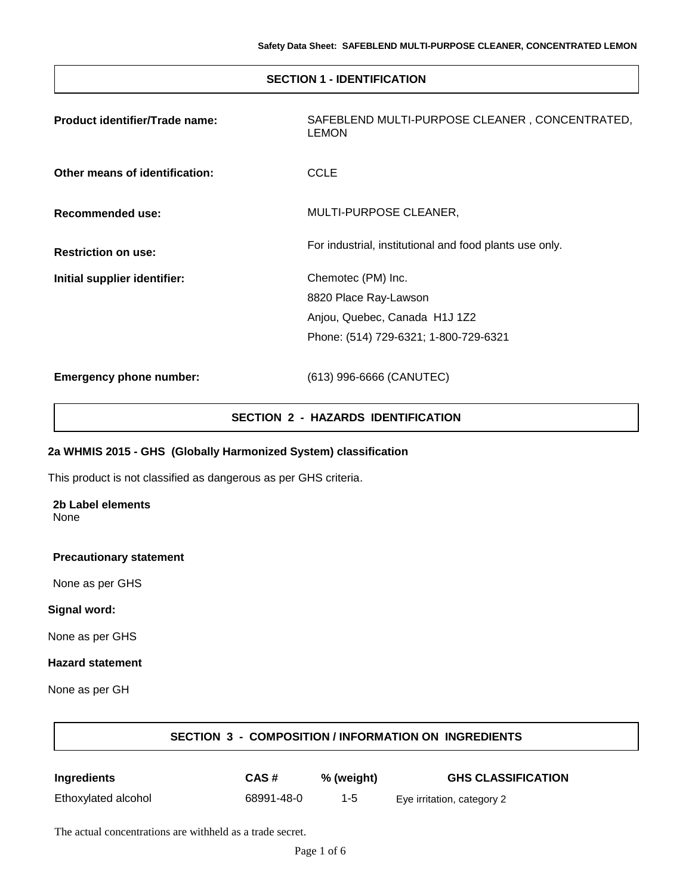## SECTION 1 - IDENTIFICATION

| | |
|---|---|
| **Product identifier/Trade name:** | SAFEBLEND MULTI-PURPOSE CLEANER , CONCENTRATED, LEMON |
| **Other means of identification:** | CCLE |
| **Recommended use:** | MULTI-PURPOSE CLEANER, |
| **Restriction on use:** | For industrial, institutional and food plants use only. |
| **Initial supplier identifier:** | Chemotec (PM) Inc.<br>8820 Place Ray-Lawson<br>Anjou, Quebec, Canada H1J 1Z2<br>Phone: (514) 729-6321; 1-800-729-6321 |
| **Emergency phone number:** | (613) 996-6666 (CANUTEC) |

## SECTION 2 - HAZARDS IDENTIFICATION

### 2a WHMIS 2015 - GHS (Globally Harmonized System) classification

This product is not classified as dangerous as per GHS criteria.

### 2b Label elements

None

**Precautionary statement**

None as per GHS

**Signal word:**

None as per GHS

**Hazard statement**

None as per GH

## SECTION 3 - COMPOSITION / INFORMATION ON INGREDIENTS

| Ingredients | CAS # | % (weight) | GHS CLASSIFICATION |
|---|---|---|---|
| Ethoxylated alcohol | 68991-48-0 | 1-5 | Eye irritation, category 2 |

The actual concentrations are withheld as a trade secret.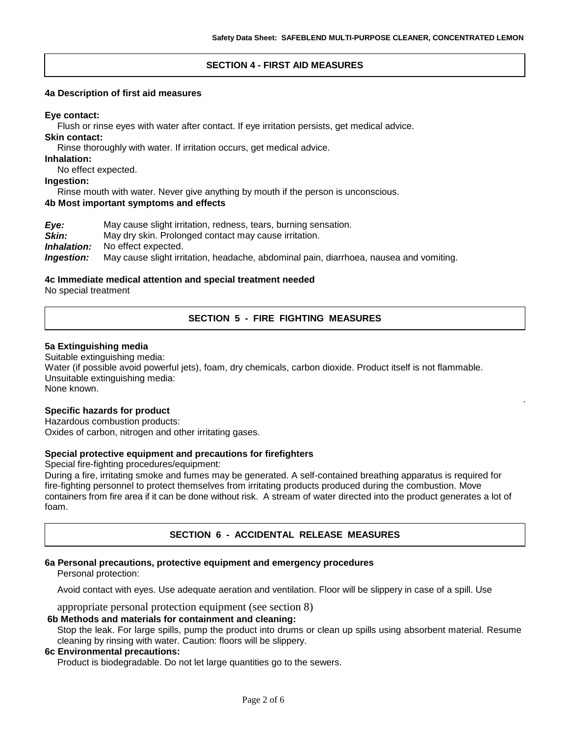## SECTION 4 - FIRST AID MEASURES

### 4a Description of first aid measures

**Eye contact:**
Flush or rinse eyes with water after contact. If eye irritation persists, get medical advice.

**Skin contact:**
Rinse thoroughly with water. If irritation occurs, get medical advice.

**Inhalation:**
No effect expected.

**Ingestion:**
Rinse mouth with water. Never give anything by mouth if the person is unconscious.

### 4b Most important symptoms and effects

***Eye:*** May cause slight irritation, redness, tears, burning sensation.
***Skin:*** May dry skin. Prolonged contact may cause irritation.
***Inhalation:*** No effect expected.
***Ingestion:*** May cause slight irritation, headache, abdominal pain, diarrhoea, nausea and vomiting.

### 4c Immediate medical attention and special treatment needed

No special treatment

## SECTION 5 - FIRE FIGHTING MEASURES

### 5a Extinguishing media

Suitable extinguishing media:
Water (if possible avoid powerful jets), foam, dry chemicals, carbon dioxide. Product itself is not flammable.
Unsuitable extinguishing media:
None known.

**Specific hazards for product**

Hazardous combustion products:
Oxides of carbon, nitrogen and other irritating gases.

**Special protective equipment and precautions for firefighters**

Special fire-fighting procedures/equipment:
During a fire, irritating smoke and fumes may be generated. A self-contained breathing apparatus is required for fire-fighting personnel to protect themselves from irritating products produced during the combustion. Move containers from fire area if it can be done without risk. A stream of water directed into the product generates a lot of foam.

## SECTION 6 - ACCIDENTAL RELEASE MEASURES

### 6a Personal precautions, protective equipment and emergency procedures

Personal protection:

Avoid contact with eyes. Use adequate aeration and ventilation. Floor will be slippery in case of a spill. Use appropriate personal protection equipment (see section 8)

### 6b Methods and materials for containment and cleaning:

Stop the leak. For large spills, pump the product into drums or clean up spills using absorbent material. Resume cleaning by rinsing with water. Caution: floors will be slippery.

### 6c Environmental precautions:

Product is biodegradable. Do not let large quantities go to the sewers.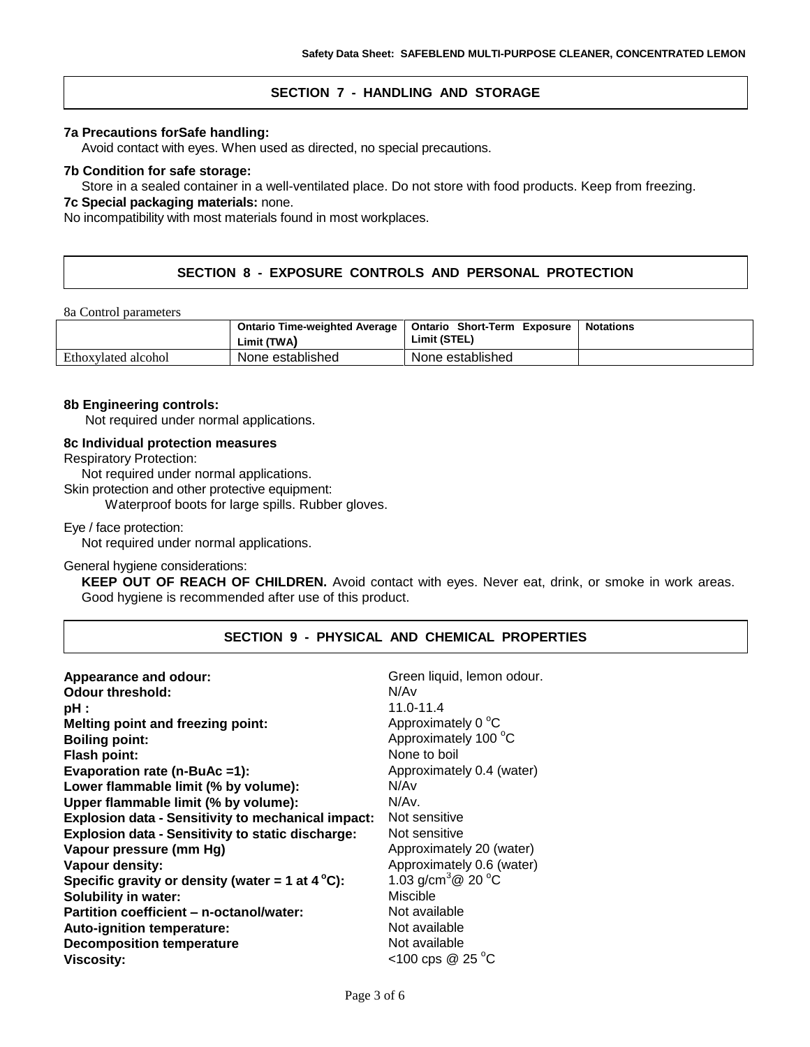## SECTION 7 - HANDLING AND STORAGE

**7a Precautions forSafe handling:**
Avoid contact with eyes. When used as directed, no special precautions.

**7b Condition for safe storage:**
Store in a sealed container in a well-ventilated place. Do not store with food products. Keep from freezing.

**7c Special packaging materials:** none.
No incompatibility with most materials found in most workplaces.

## SECTION 8 - EXPOSURE CONTROLS AND PERSONAL PROTECTION

8a Control parameters

| | Ontario Time-weighted Average Limit (TWA) | Ontario Short-Term Exposure Limit (STEL) | Notations |
|---|---|---|---|
| Ethoxylated alcohol | None established | None established | |

**8b Engineering controls:**
Not required under normal applications.

**8c Individual protection measures**

Respiratory Protection:
Not required under normal applications.

Skin protection and other protective equipment:
Waterproof boots for large spills. Rubber gloves.

Eye / face protection:
Not required under normal applications.

General hygiene considerations:
**KEEP OUT OF REACH OF CHILDREN.** Avoid contact with eyes. Never eat, drink, or smoke in work areas. Good hygiene is recommended after use of this product.

## SECTION 9 - PHYSICAL AND CHEMICAL PROPERTIES

**Appearance and odour:** Green liquid, lemon odour.
**Odour threshold:** N/Av
**pH :** 11.0-11.4
**Melting point and freezing point:** Approximately 0 °C
**Boiling point:** Approximately 100 °C
**Flash point:** None to boil
**Evaporation rate (n-BuAc =1):** Approximately 0.4 (water)
**Lower flammable limit (% by volume):** N/Av
**Upper flammable limit (% by volume):** N/Av.
**Explosion data - Sensitivity to mechanical impact:** Not sensitive
**Explosion data - Sensitivity to static discharge:** Not sensitive
**Vapour pressure (mm Hg)** Approximately 20 (water)
**Vapour density:** Approximately 0.6 (water)
**Specific gravity or density (water = 1 at 4 °C):** 1.03 g/cm$^3$@ 20 °C
**Solubility in water:** Miscible
**Partition coefficient – n-octanol/water:** Not available
**Auto-ignition temperature:** Not available
**Decomposition temperature** Not available
**Viscosity:** <100 cps @ 25 °C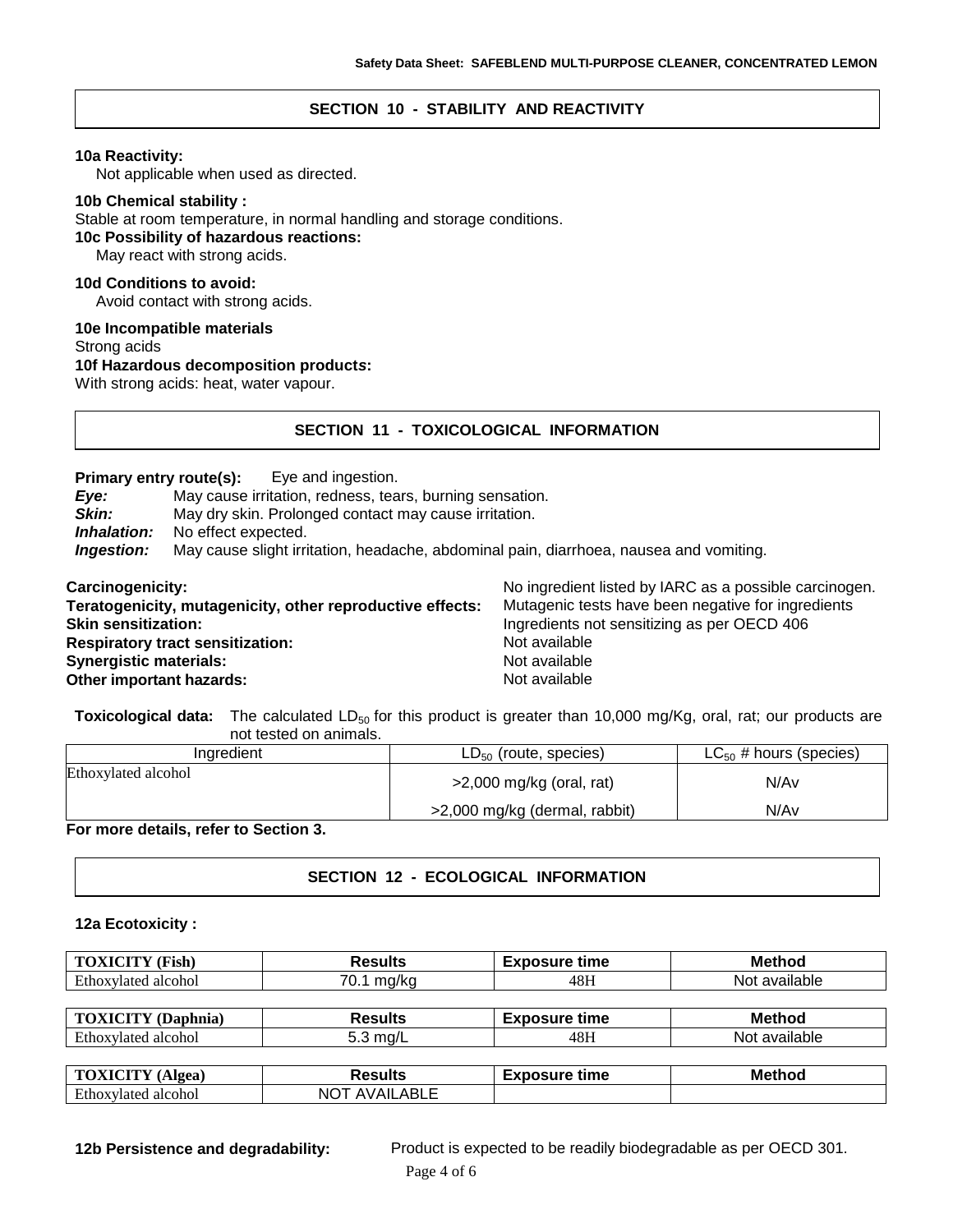## SECTION 10 - STABILITY AND REACTIVITY

**10a Reactivity:**
Not applicable when used as directed.

**10b Chemical stability :**
Stable at room temperature, in normal handling and storage conditions.

**10c Possibility of hazardous reactions:**
May react with strong acids.

**10d Conditions to avoid:**
Avoid contact with strong acids.

**10e Incompatible materials**
Strong acids

**10f Hazardous decomposition products:**
With strong acids: heat, water vapour.

## SECTION 11 - TOXICOLOGICAL INFORMATION

**Primary entry route(s):** Eye and ingestion.

***Eye:*** May cause irritation, redness, tears, burning sensation.
***Skin:*** May dry skin. Prolonged contact may cause irritation.
***Inhalation:*** No effect expected.
***Ingestion:*** May cause slight irritation, headache, abdominal pain, diarrhoea, nausea and vomiting.

**Carcinogenicity:** No ingredient listed by IARC as a possible carcinogen.
**Teratogenicity, mutagenicity, other reproductive effects:** Mutagenic tests have been negative for ingredients
**Skin sensitization:** Ingredients not sensitizing as per OECD 406
**Respiratory tract sensitization:** Not available
**Synergistic materials:** Not available
**Other important hazards:** Not available

**Toxicological data:** The calculated $LD_{50}$ for this product is greater than 10,000 mg/Kg, oral, rat; our products are not tested on animals.

| Ingredient | $LD_{50}$ (route, species) | $LC_{50}$ # hours (species) |
|---|---|---|
| Ethoxylated alcohol | >2,000 mg/kg (oral, rat) | N/Av |
| | >2,000 mg/kg (dermal, rabbit) | N/Av |

**For more details, refer to Section 3.**

## SECTION 12 - ECOLOGICAL INFORMATION

**12a Ecotoxicity :**

| TOXICITY (Fish) | Results | Exposure time | Method |
|---|---|---|---|
| Ethoxylated alcohol | 70.1 mg/kg | 48H | Not available |

| TOXICITY (Daphnia) | Results | Exposure time | Method |
|---|---|---|---|
| Ethoxylated alcohol | 5.3 mg/L | 48H | Not available |

| TOXICITY (Algea) | Results | Exposure time | Method |
|---|---|---|---|
| Ethoxylated alcohol | NOT AVAILABLE | | |

**12b Persistence and degradability:** Product is expected to be readily biodegradable as per OECD 301.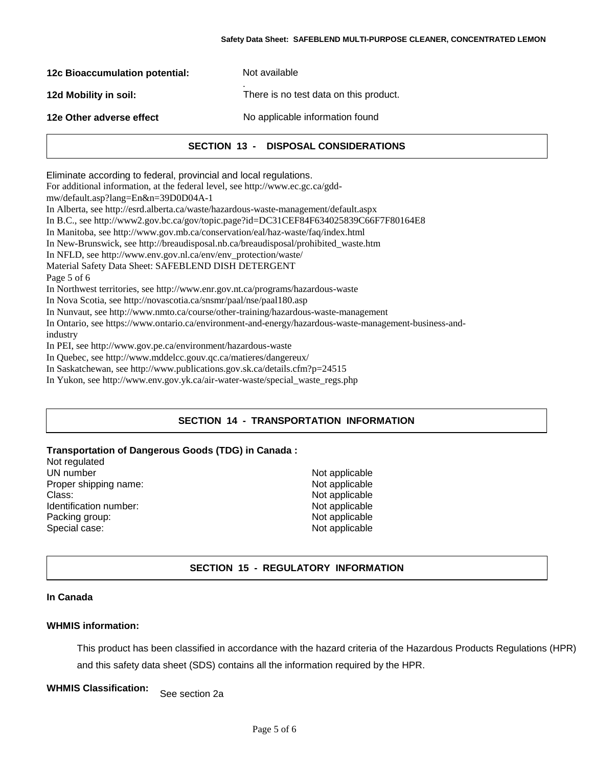**12c Bioaccumulation potential:** Not available

**12d Mobility in soil:** There is no test data on this product.

**12e Other adverse effect** No applicable information found

## SECTION 13 - DISPOSAL CONSIDERATIONS

Eliminate according to federal, provincial and local regulations.
For additional information, at the federal level, see http://www.ec.gc.ca/gdd-mw/default.asp?lang=En&n=39D0D04A-1
In Alberta, see http://esrd.alberta.ca/waste/hazardous-waste-management/default.aspx
In B.C., see http://www2.gov.bc.ca/gov/topic.page?id=DC31CEF84F634025839C66F7F80164E8
In Manitoba, see http://www.gov.mb.ca/conservation/eal/haz-waste/faq/index.html
In New-Brunswick, see http://breaudisposal.nb.ca/breaudisposal/prohibited_waste.htm
In NFLD, see http://www.env.gov.nl.ca/env/env_protection/waste/
Material Safety Data Sheet: SAFEBLEND DISH DETERGENT
Page 5 of 6
In Northwest territories, see http://www.enr.gov.nt.ca/programs/hazardous-waste
In Nova Scotia, see http://novascotia.ca/snsmr/paal/nse/paal180.asp
In Nunvaut, see http://www.nmto.ca/course/other-training/hazardous-waste-management
In Ontario, see https://www.ontario.ca/environment-and-energy/hazardous-waste-management-business-and-industry
In PEI, see http://www.gov.pe.ca/environment/hazardous-waste
In Quebec, see http://www.mddelcc.gouv.qc.ca/matieres/dangereux/
In Saskatchewan, see http://www.publications.gov.sk.ca/details.cfm?p=24515
In Yukon, see http://www.env.gov.yk.ca/air-water-waste/special_waste_regs.php

## SECTION 14 - TRANSPORTATION INFORMATION

**Transportation of Dangerous Goods (TDG) in Canada :**

Not regulated

| | |
|---|---|
| UN number | Not applicable |
| Proper shipping name: | Not applicable |
| Class: | Not applicable |
| Identification number: | Not applicable |
| Packing group: | Not applicable |
| Special case: | Not applicable |

## SECTION 15 - REGULATORY INFORMATION

**In Canada**

**WHMIS information:**

This product has been classified in accordance with the hazard criteria of the Hazardous Products Regulations (HPR) and this safety data sheet (SDS) contains all the information required by the HPR.

**WHMIS Classification:** See section 2a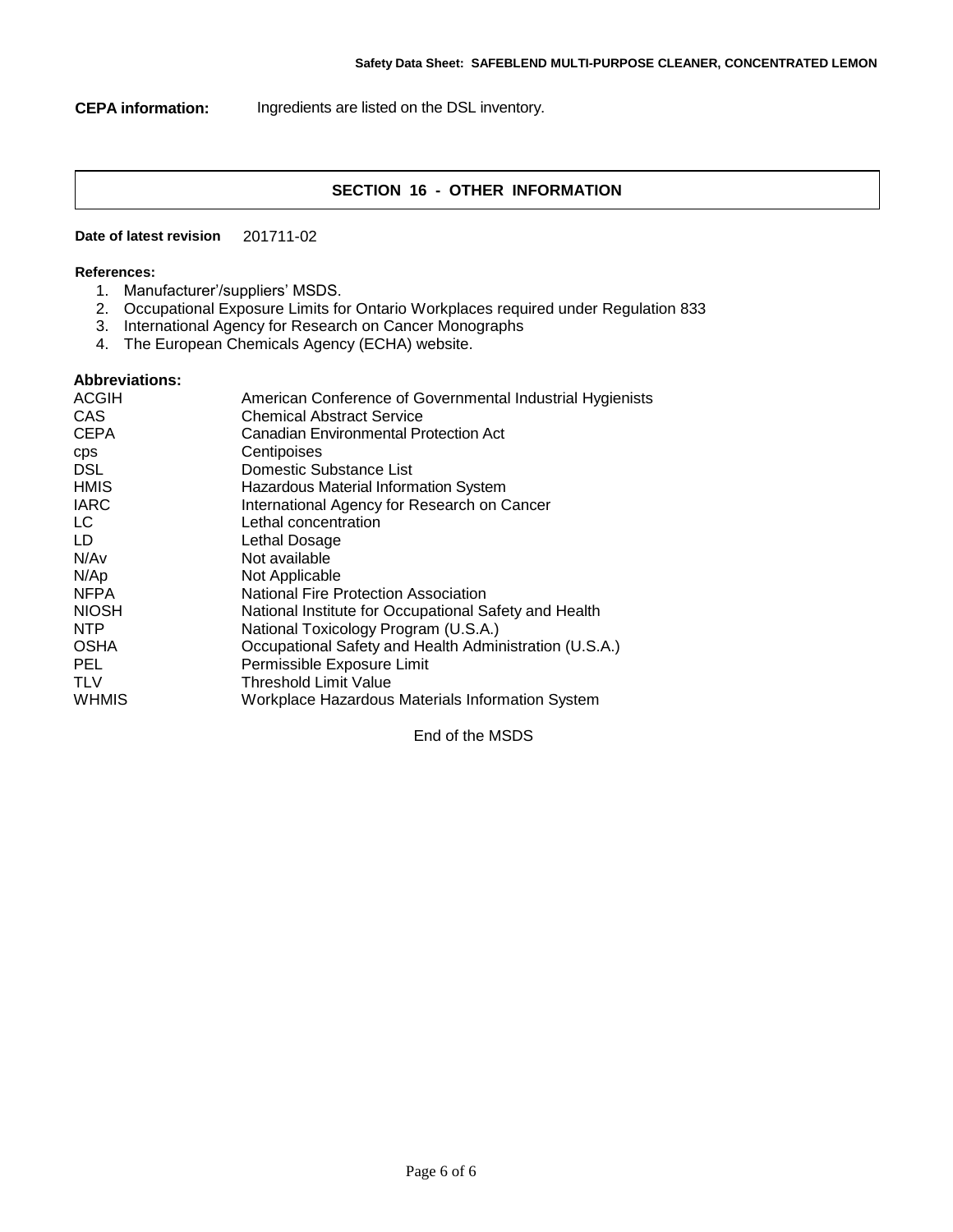**CEPA information:** Ingredients are listed on the DSL inventory.

## SECTION 16 - OTHER INFORMATION

**Date of latest revision** 201711-02

**References:**

1. Manufacturer'/suppliers' MSDS.
2. Occupational Exposure Limits for Ontario Workplaces required under Regulation 833
3. International Agency for Research on Cancer Monographs
4. The European Chemicals Agency (ECHA) website.

**Abbreviations:**

| | |
|---|---|
| ACGIH | American Conference of Governmental Industrial Hygienists |
| CAS | Chemical Abstract Service |
| CEPA | Canadian Environmental Protection Act |
| cps | Centipoises |
| DSL | Domestic Substance List |
| HMIS | Hazardous Material Information System |
| IARC | International Agency for Research on Cancer |
| LC | Lethal concentration |
| LD | Lethal Dosage |
| N/Av | Not available |
| N/Ap | Not Applicable |
| NFPA | National Fire Protection Association |
| NIOSH | National Institute for Occupational Safety and Health |
| NTP | National Toxicology Program (U.S.A.) |
| OSHA | Occupational Safety and Health Administration (U.S.A.) |
| PEL | Permissible Exposure Limit |
| TLV | Threshold Limit Value |
| WHMIS | Workplace Hazardous Materials Information System |

End of the MSDS